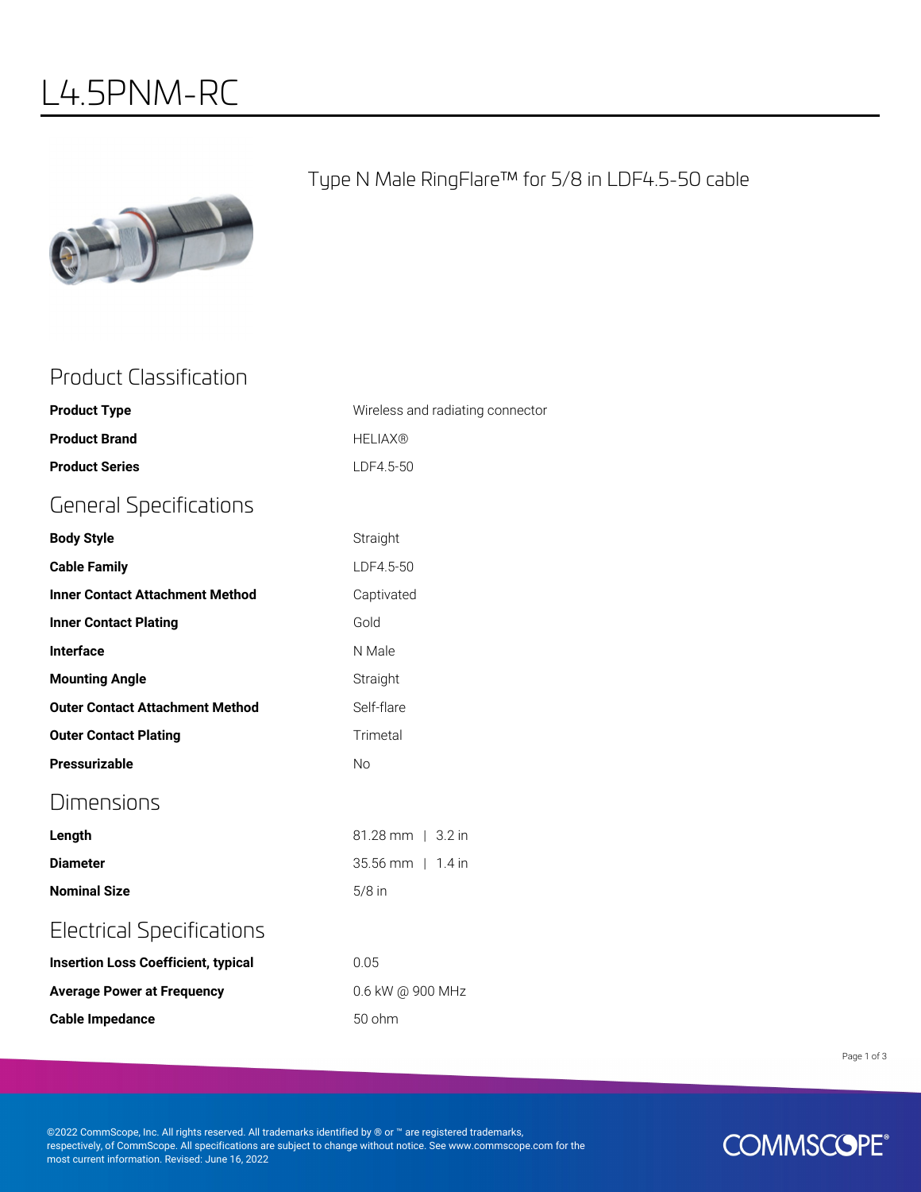# L4.5PNM-RC

Type N Male RingFlare™ for 5/8 in LDF4.5-50 cable

## Product Classification

| | |
|---|---|
| **Product Type** | Wireless and radiating connector |
| **Product Brand** | HELIAX® |
| **Product Series** | LDF4.5-50 |

## General Specifications

| | |
|---|---|
| **Body Style** | Straight |
| **Cable Family** | LDF4.5-50 |
| **Inner Contact Attachment Method** | Captivated |
| **Inner Contact Plating** | Gold |
| **Interface** | N Male |
| **Mounting Angle** | Straight |
| **Outer Contact Attachment Method** | Self-flare |
| **Outer Contact Plating** | Trimetal |
| **Pressurizable** | No |

## Dimensions

| | |
|---|---|
| **Length** | 81.28 mm \| 3.2 in |
| **Diameter** | 35.56 mm \| 1.4 in |
| **Nominal Size** | 5/8 in |

## Electrical Specifications

| | |
|---|---|
| **Insertion Loss Coefficient, typical** | 0.05 |
| **Average Power at Frequency** | 0.6 kW @ 900 MHz |
| **Cable Impedance** | 50 ohm |

©2022 CommScope, Inc. All rights reserved. All trademarks identified by ® or ™ are registered trademarks, respectively, of CommScope. All specifications are subject to change without notice. See www.commscope.com for the most current information. Revised: June 16, 2022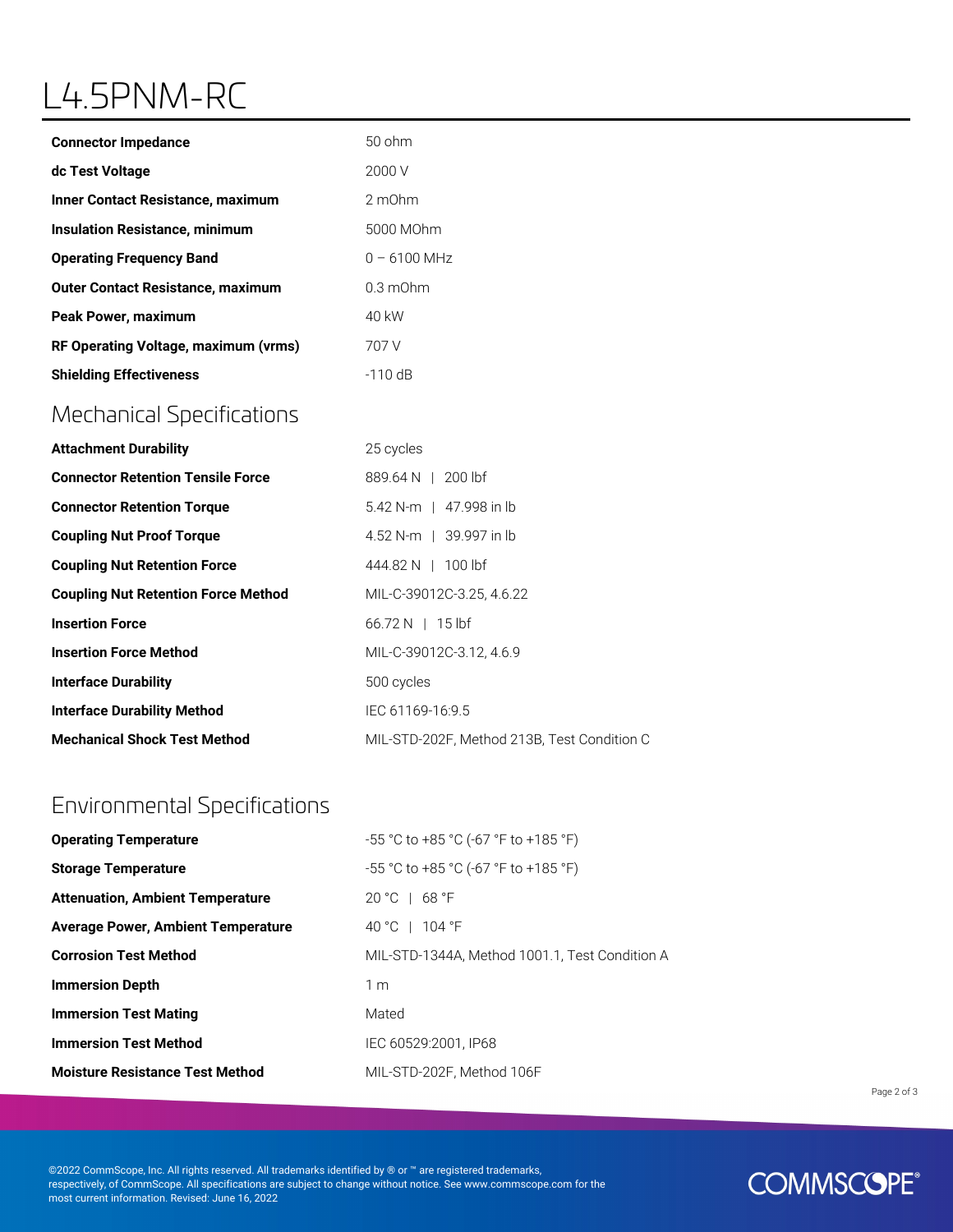# L4.5PNM-RC

| | |
|---|---|
| **Connector Impedance** | 50 ohm |
| **dc Test Voltage** | 2000 V |
| **Inner Contact Resistance, maximum** | 2 mOhm |
| **Insulation Resistance, minimum** | 5000 MOhm |
| **Operating Frequency Band** | 0 – 6100 MHz |
| **Outer Contact Resistance, maximum** | 0.3 mOhm |
| **Peak Power, maximum** | 40 kW |
| **RF Operating Voltage, maximum (vrms)** | 707 V |
| **Shielding Effectiveness** | -110 dB |

## Mechanical Specifications

| | |
|---|---|
| **Attachment Durability** | 25 cycles |
| **Connector Retention Tensile Force** | 889.64 N \| 200 lbf |
| **Connector Retention Torque** | 5.42 N-m \| 47.998 in lb |
| **Coupling Nut Proof Torque** | 4.52 N-m \| 39.997 in lb |
| **Coupling Nut Retention Force** | 444.82 N \| 100 lbf |
| **Coupling Nut Retention Force Method** | MIL-C-39012C-3.25, 4.6.22 |
| **Insertion Force** | 66.72 N \| 15 lbf |
| **Insertion Force Method** | MIL-C-39012C-3.12, 4.6.9 |
| **Interface Durability** | 500 cycles |
| **Interface Durability Method** | IEC 61169-16:9.5 |
| **Mechanical Shock Test Method** | MIL-STD-202F, Method 213B, Test Condition C |

## Environmental Specifications

| | |
|---|---|
| **Operating Temperature** | -55 °C to +85 °C (-67 °F to +185 °F) |
| **Storage Temperature** | -55 °C to +85 °C (-67 °F to +185 °F) |
| **Attenuation, Ambient Temperature** | 20 °C \| 68 °F |
| **Average Power, Ambient Temperature** | 40 °C \| 104 °F |
| **Corrosion Test Method** | MIL-STD-1344A, Method 1001.1, Test Condition A |
| **Immersion Depth** | 1 m |
| **Immersion Test Mating** | Mated |
| **Immersion Test Method** | IEC 60529:2001, IP68 |
| **Moisture Resistance Test Method** | MIL-STD-202F, Method 106F |

©2022 CommScope, Inc. All rights reserved. All trademarks identified by ® or ™ are registered trademarks, respectively, of CommScope. All specifications are subject to change without notice. See www.commscope.com for the most current information. Revised: June 16, 2022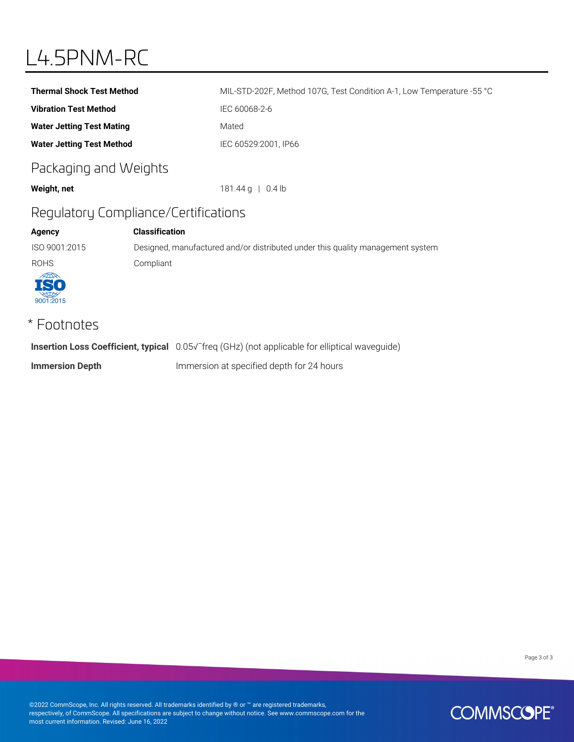# L4.5PNM-RC

| | |
|---|---|
| **Thermal Shock Test Method** | MIL-STD-202F, Method 107G, Test Condition A-1, Low Temperature -55 °C |
| **Vibration Test Method** | IEC 60068-2-6 |
| **Water Jetting Test Mating** | Mated |
| **Water Jetting Test Method** | IEC 60529:2001, IP66 |

## Packaging and Weights

| | |
|---|---|
| **Weight, net** | 181.44 g \| 0.4 lb |

## Regulatory Compliance/Certifications

| **Agency** | **Classification** |
|---|---|
| ISO 9001:2015 | Designed, manufactured and/or distributed under this quality management system |
| ROHS | Compliant |

ISO 9001:2015

## * Footnotes

| | |
|---|---|
| **Insertion Loss Coefficient, typical** | 0.05√¯freq (GHz) (not applicable for elliptical waveguide) |
| **Immersion Depth** | Immersion at specified depth for 24 hours |

©2022 CommScope, Inc. All rights reserved. All trademarks identified by ® or ™ are registered trademarks, respectively, of CommScope. All specifications are subject to change without notice. See www.commscope.com for the most current information. Revised: June 16, 2022

COMMSCOPE®